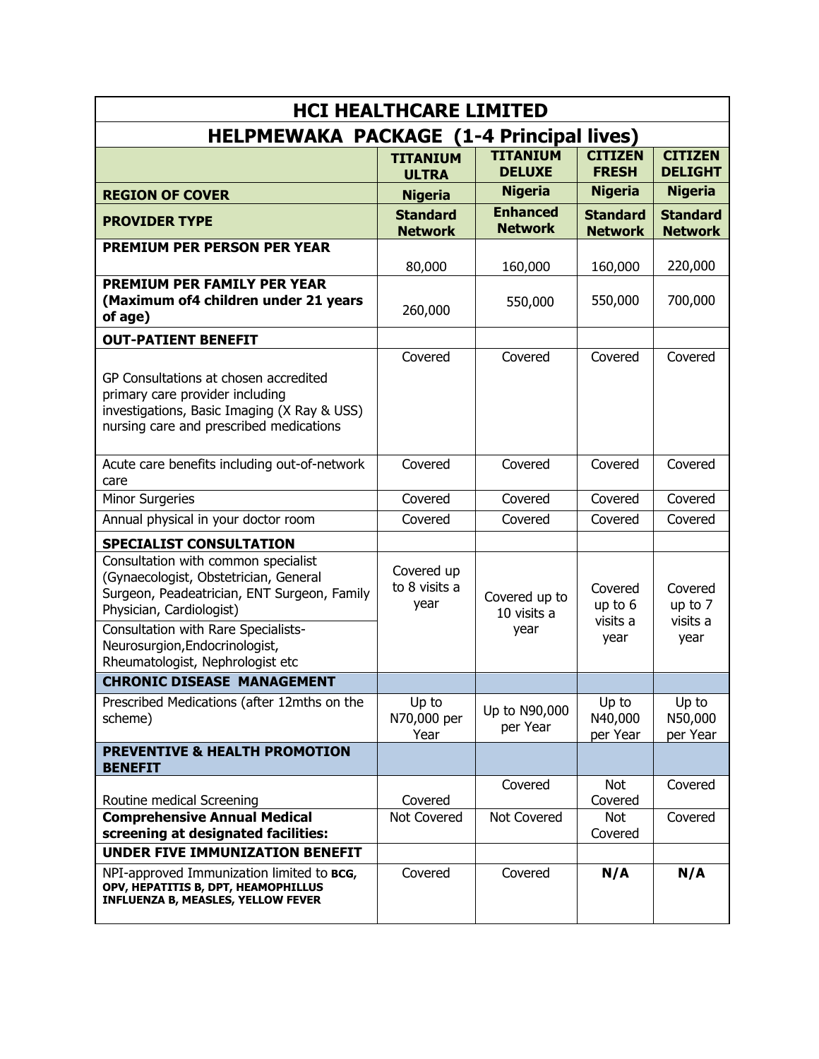| HCI HEALTHCARE LIMITED | | | | |
|---|---|---|---|---|
| **HELPMEWAKA PACKAGE (1-4 Principal lives)** | | | | |
| | **TITANIUM ULTRA** | **TITANIUM DELUXE** | **CITIZEN FRESH** | **CITIZEN DELIGHT** |
| **REGION OF COVER** | **Nigeria** | **Nigeria** | **Nigeria** | **Nigeria** |
| **PROVIDER TYPE** | **Standard Network** | **Enhanced Network** | **Standard Network** | **Standard Network** |
| **PREMIUM PER PERSON PER YEAR** | 80,000 | 160,000 | 160,000 | 220,000 |
| **PREMIUM PER FAMILY PER YEAR (Maximum of4 children under 21 years of age)** | 260,000 | 550,000 | 550,000 | 700,000 |
| **OUT-PATIENT BENEFIT** | | | | |
| GP Consultations at chosen accredited primary care provider including investigations, Basic Imaging (X Ray & USS) nursing care and prescribed medications | Covered | Covered | Covered | Covered |
| Acute care benefits including out-of-network care | Covered | Covered | Covered | Covered |
| Minor Surgeries | Covered | Covered | Covered | Covered |
| Annual physical in your doctor room | Covered | Covered | Covered | Covered |
| **SPECIALIST CONSULTATION** | | | | |
| Consultation with common specialist (Gynaecologist, Obstetrician, General Surgeon, Peadeatrician, ENT Surgeon, Family Physician, Cardiologist) | Covered up to 8 visits a year | Covered up to 10 visits a year | Covered up to 6 visits a year | Covered up to 7 visits a year |
| Consultation with Rare Specialists- Neurosurgion,Endocrinologist, Rheumatologist, Nephrologist etc | | | | |
| **CHRONIC DISEASE MANAGEMENT** | | | | |
| Prescribed Medications (after 12mths on the scheme) | Up to N70,000 per Year | Up to N90,000 per Year | Up to N40,000 per Year | Up to N50,000 per Year |
| **PREVENTIVE & HEALTH PROMOTION BENEFIT** | | | | |
| Routine medical Screening | Covered | Covered | Not Covered | Covered |
| **Comprehensive Annual Medical screening at designated facilities:** | Not Covered | Not Covered | Not Covered | Covered |
| **UNDER FIVE IMMUNIZATION BENEFIT** | | | | |
| NPI-approved Immunization limited to **BCG, OPV, HEPATITIS B, DPT, HEAMOPHILLUS INFLUENZA B, MEASLES, YELLOW FEVER** | Covered | Covered | **N/A** | **N/A** |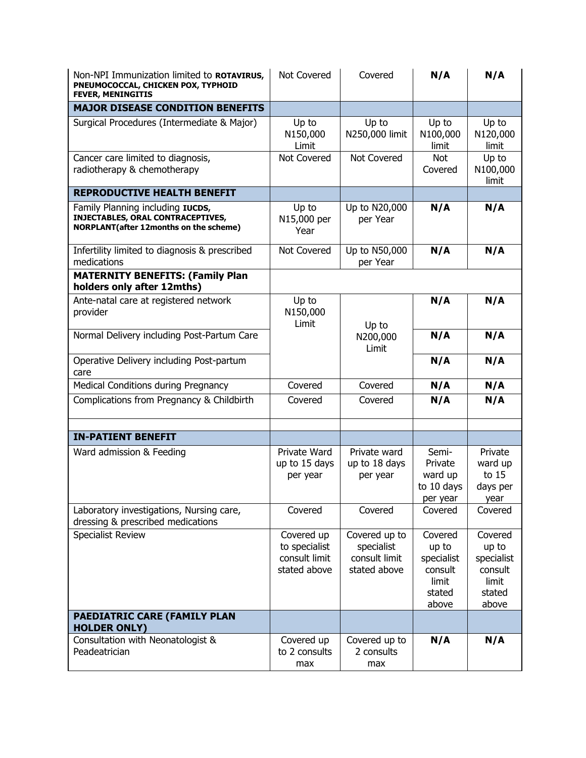| Non-NPI Immunization limited to **ROTAVIRUS, PNEUMOCOCCAL, CHICKEN POX, TYPHOID FEVER, MENINGITIS** | Not Covered | Covered | **N/A** | **N/A** |
|---|---|---|---|---|
| **MAJOR DISEASE CONDITION BENEFITS** | | | | |
| Surgical Procedures (Intermediate & Major) | Up to N150,000 Limit | Up to N250,000 limit | Up to N100,000 limit | Up to N120,000 limit |
| Cancer care limited to diagnosis, radiotherapy & chemotherapy | Not Covered | Not Covered | Not Covered | Up to N100,000 limit |
| **REPRODUCTIVE HEALTH BENEFIT** | | | | |
| Family Planning including **IUCDS, INJECTABLES, ORAL CONTRACEPTIVES, NORPLANT(after 12months on the scheme)** | Up to N15,000 per Year | Up to N20,000 per Year | **N/A** | **N/A** |
| Infertility limited to diagnosis & prescribed medications | Not Covered | Up to N50,000 per Year | **N/A** | **N/A** |
| **MATERNITY BENEFITS: (Family Plan holders only after 12mths)** | | | | |
| Ante-natal care at registered network provider | Up to N150,000 Limit | Up to N200,000 Limit | **N/A** | **N/A** |
| Normal Delivery including Post-Partum Care | | | **N/A** | **N/A** |
| Operative Delivery including Post-partum care | | | **N/A** | **N/A** |
| Medical Conditions during Pregnancy | Covered | Covered | **N/A** | **N/A** |
| Complications from Pregnancy & Childbirth | Covered | Covered | **N/A** | **N/A** |
| | | | | |
| **IN-PATIENT BENEFIT** | | | | |
| Ward admission & Feeding | Private Ward up to 15 days per year | Private ward up to 18 days per year | Semi-Private ward up to 10 days per year | Private ward up to 15 days per year |
| Laboratory investigations, Nursing care, dressing & prescribed medications | Covered | Covered | Covered | Covered |
| Specialist Review | Covered up to specialist consult limit stated above | Covered up to specialist consult limit stated above | Covered up to specialist consult limit stated above | Covered up to specialist consult limit stated above |
| **PAEDIATRIC CARE (FAMILY PLAN HOLDER ONLY)** | | | | |
| Consultation with Neonatologist & Peadeatrician | Covered up to 2 consults max | Covered up to 2 consults max | **N/A** | **N/A** |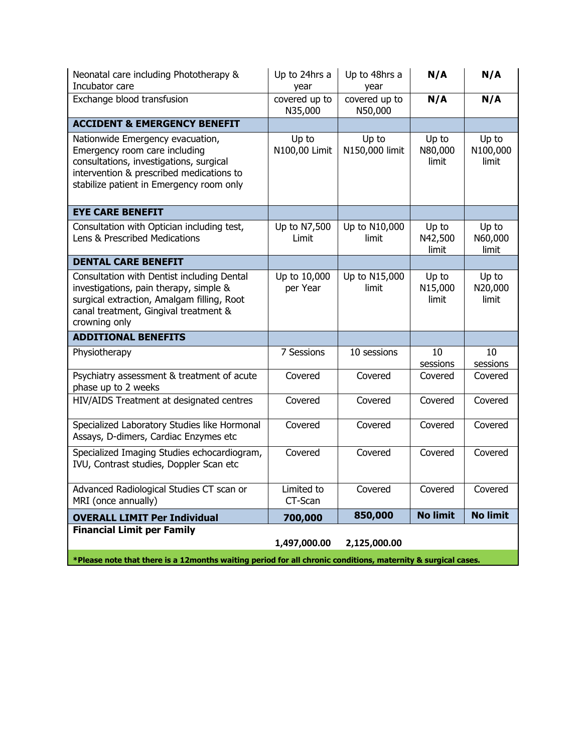| | | | | |
|---|---|---|---|---|
| Neonatal care including Phototherapy & Incubator care | Up to 24hrs a year | Up to 48hrs a year | **N/A** | **N/A** |
| Exchange blood transfusion | covered up to N35,000 | covered up to N50,000 | **N/A** | **N/A** |
| **ACCIDENT & EMERGENCY BENEFIT** | | | | |
| Nationwide Emergency evacuation, Emergency room care including consultations, investigations, surgical intervention & prescribed medications to stabilize patient in Emergency room only | Up to N100,00 Limit | Up to N150,000 limit | Up to N80,000 limit | Up to N100,000 limit |
| **EYE CARE BENEFIT** | | | | |
| Consultation with Optician including test, Lens & Prescribed Medications | Up to N7,500 Limit | Up to N10,000 limit | Up to N42,500 limit | Up to N60,000 limit |
| **DENTAL CARE BENEFIT** | | | | |
| Consultation with Dentist including Dental investigations, pain therapy, simple & surgical extraction, Amalgam filling, Root canal treatment, Gingival treatment & crowning only | Up to 10,000 per Year | Up to N15,000 limit | Up to N15,000 limit | Up to N20,000 limit |
| **ADDITIONAL BENEFITS** | | | | |
| Physiotherapy | 7 Sessions | 10 sessions | 10 sessions | 10 sessions |
| Psychiatry assessment & treatment of acute phase up to 2 weeks | Covered | Covered | Covered | Covered |
| HIV/AIDS Treatment at designated centres | Covered | Covered | Covered | Covered |
| Specialized Laboratory Studies like Hormonal Assays, D-dimers, Cardiac Enzymes etc | Covered | Covered | Covered | Covered |
| Specialized Imaging Studies echocardiogram, IVU, Contrast studies, Doppler Scan etc | Covered | Covered | Covered | Covered |
| Advanced Radiological Studies CT scan or MRI (once annually) | Limited to CT-Scan | Covered | Covered | Covered |
| **OVERALL LIMIT Per Individual** | **700,000** | **850,000** | **No limit** | **No limit** |
| **Financial Limit per Family** | **1,497,000.00** | **2,125,000.00** | | |

***Please note that there is a 12months waiting period for all chronic conditions, maternity & surgical cases.**